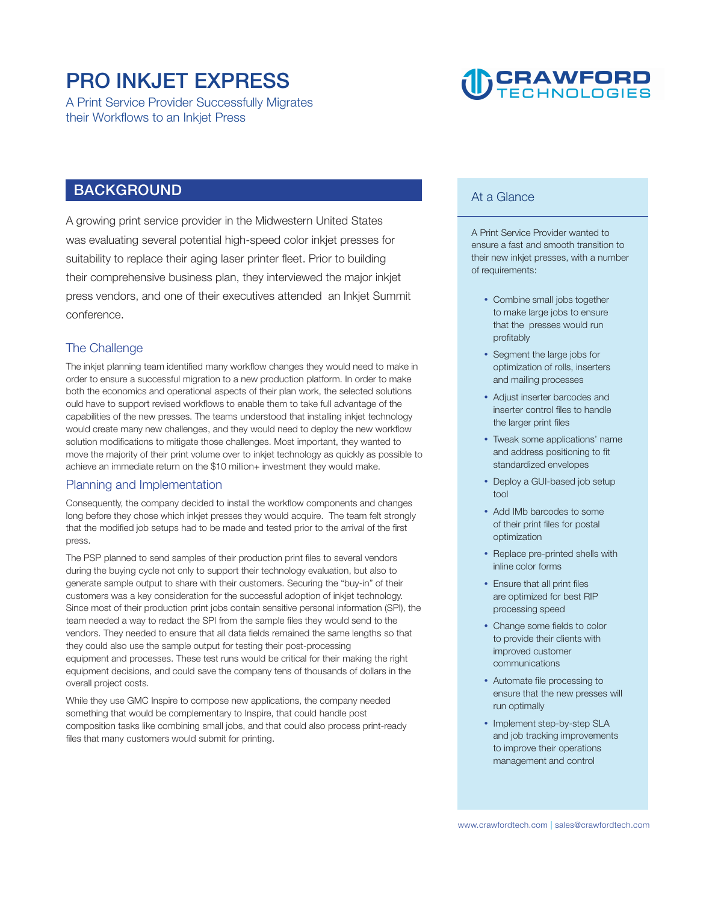# PRO INKJET EXPRESS

A Print Service Provider Successfully Migrates their Workflows to an Inkjet Press

CRAWFORD TECHNOLOGIES

## BACKGROUND

A growing print service provider in the Midwestern United States was evaluating several potential high-speed color inkjet presses for suitability to replace their aging laser printer fleet. Prior to building their comprehensive business plan, they interviewed the major inkjet press vendors, and one of their executives attended an Inkjet Summit conference.

### The Challenge

The inkjet planning team identified many workflow changes they would need to make in order to ensure a successful migration to a new production platform. In order to make both the economics and operational aspects of their plan work, the selected solutions ould have to support revised workflows to enable them to take full advantage of the capabilities of the new presses. The teams understood that installing inkjet technology would create many new challenges, and they would need to deploy the new workflow solution modifications to mitigate those challenges. Most important, they wanted to move the majority of their print volume over to inkjet technology as quickly as possible to achieve an immediate return on the $10 million+ investment they would make.

### Planning and Implementation

Consequently, the company decided to install the workflow components and changes long before they chose which inkjet presses they would acquire. The team felt strongly that the modified job setups had to be made and tested prior to the arrival of the first press.

The PSP planned to send samples of their production print files to several vendors during the buying cycle not only to support their technology evaluation, but also to generate sample output to share with their customers. Securing the "buy-in" of their customers was a key consideration for the successful adoption of inkjet technology. Since most of their production print jobs contain sensitive personal information (SPI), the team needed a way to redact the SPI from the sample files they would send to the vendors. They needed to ensure that all data fields remained the same lengths so that they could also use the sample output for testing their post-processing equipment and processes. These test runs would be critical for their making the right equipment decisions, and could save the company tens of thousands of dollars in the overall project costs.

While they use GMC Inspire to compose new applications, the company needed something that would be complementary to Inspire, that could handle post composition tasks like combining small jobs, and that could also process print-ready files that many customers would submit for printing.

### At a Glance

A Print Service Provider wanted to ensure a fast and smooth transition to their new inkjet presses, with a number of requirements:

- Combine small jobs together to make large jobs to ensure that the presses would run profitably
- Segment the large jobs for optimization of rolls, inserters and mailing processes
- Adjust inserter barcodes and inserter control files to handle the larger print files
- Tweak some applications' name and address positioning to fit standardized envelopes
- Deploy a GUI-based job setup tool
- Add IMb barcodes to some of their print files for postal optimization
- Replace pre-printed shells with inline color forms
- Ensure that all print files are optimized for best RIP processing speed
- Change some fields to color to provide their clients with improved customer communications
- Automate file processing to ensure that the new presses will run optimally
- Implement step-by-step SLA and job tracking improvements to improve their operations management and control

www.crawfordtech.com | sales@crawfordtech.com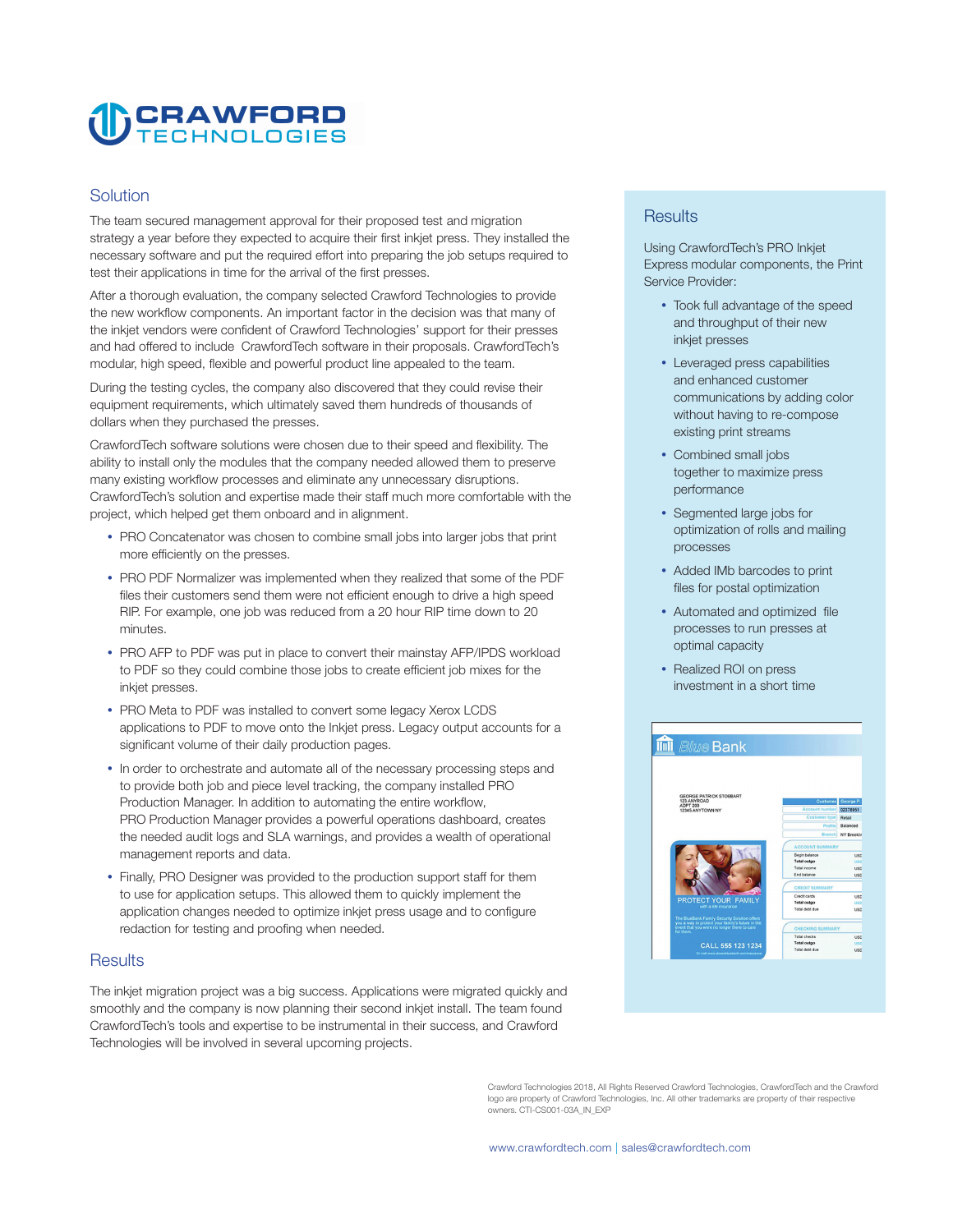## Solution

The team secured management approval for their proposed test and migration strategy a year before they expected to acquire their first inkjet press. They installed the necessary software and put the required effort into preparing the job setups required to test their applications in time for the arrival of the first presses.

After a thorough evaluation, the company selected Crawford Technologies to provide the new workflow components. An important factor in the decision was that many of the inkjet vendors were confident of Crawford Technologies' support for their presses and had offered to include CrawfordTech software in their proposals. CrawfordTech's modular, high speed, flexible and powerful product line appealed to the team.

During the testing cycles, the company also discovered that they could revise their equipment requirements, which ultimately saved them hundreds of thousands of dollars when they purchased the presses.

CrawfordTech software solutions were chosen due to their speed and flexibility. The ability to install only the modules that the company needed allowed them to preserve many existing workflow processes and eliminate any unnecessary disruptions. CrawfordTech's solution and expertise made their staff much more comfortable with the project, which helped get them onboard and in alignment.

- PRO Concatenator was chosen to combine small jobs into larger jobs that print more efficiently on the presses.
- PRO PDF Normalizer was implemented when they realized that some of the PDF files their customers send them were not efficient enough to drive a high speed RIP. For example, one job was reduced from a 20 hour RIP time down to 20 minutes.
- PRO AFP to PDF was put in place to convert their mainstay AFP/IPDS workload to PDF so they could combine those jobs to create efficient job mixes for the inkjet presses.
- PRO Meta to PDF was installed to convert some legacy Xerox LCDS applications to PDF to move onto the Inkjet press. Legacy output accounts for a significant volume of their daily production pages.
- In order to orchestrate and automate all of the necessary processing steps and to provide both job and piece level tracking, the company installed PRO Production Manager. In addition to automating the entire workflow, PRO Production Manager provides a powerful operations dashboard, creates the needed audit logs and SLA warnings, and provides a wealth of operational management reports and data.
- Finally, PRO Designer was provided to the production support staff for them to use for application setups. This allowed them to quickly implement the application changes needed to optimize inkjet press usage and to configure redaction for testing and proofing when needed.

## Results

The inkjet migration project was a big success. Applications were migrated quickly and smoothly and the company is now planning their second inkjet install. The team found CrawfordTech's tools and expertise to be instrumental in their success, and Crawford Technologies will be involved in several upcoming projects.

## Results

Using CrawfordTech's PRO Inkjet Express modular components, the Print Service Provider:

- Took full advantage of the speed and throughput of their new inkjet presses
- Leveraged press capabilities and enhanced customer communications by adding color without having to re-compose existing print streams
- Combined small jobs together to maximize press performance
- Segmented large jobs for optimization of rolls and mailing processes
- Added IMb barcodes to print files for postal optimization
- Automated and optimized file processes to run presses at optimal capacity
- Realized ROI on press investment in a short time

Crawford Technologies 2018, All Rights Reserved Crawford Technologies, CrawfordTech and the Crawford logo are property of Crawford Technologies, Inc. All other trademarks are property of their respective owners. CTI-CS001-03A_IN_EXP

www.crawfordtech.com | sales@crawfordtech.com